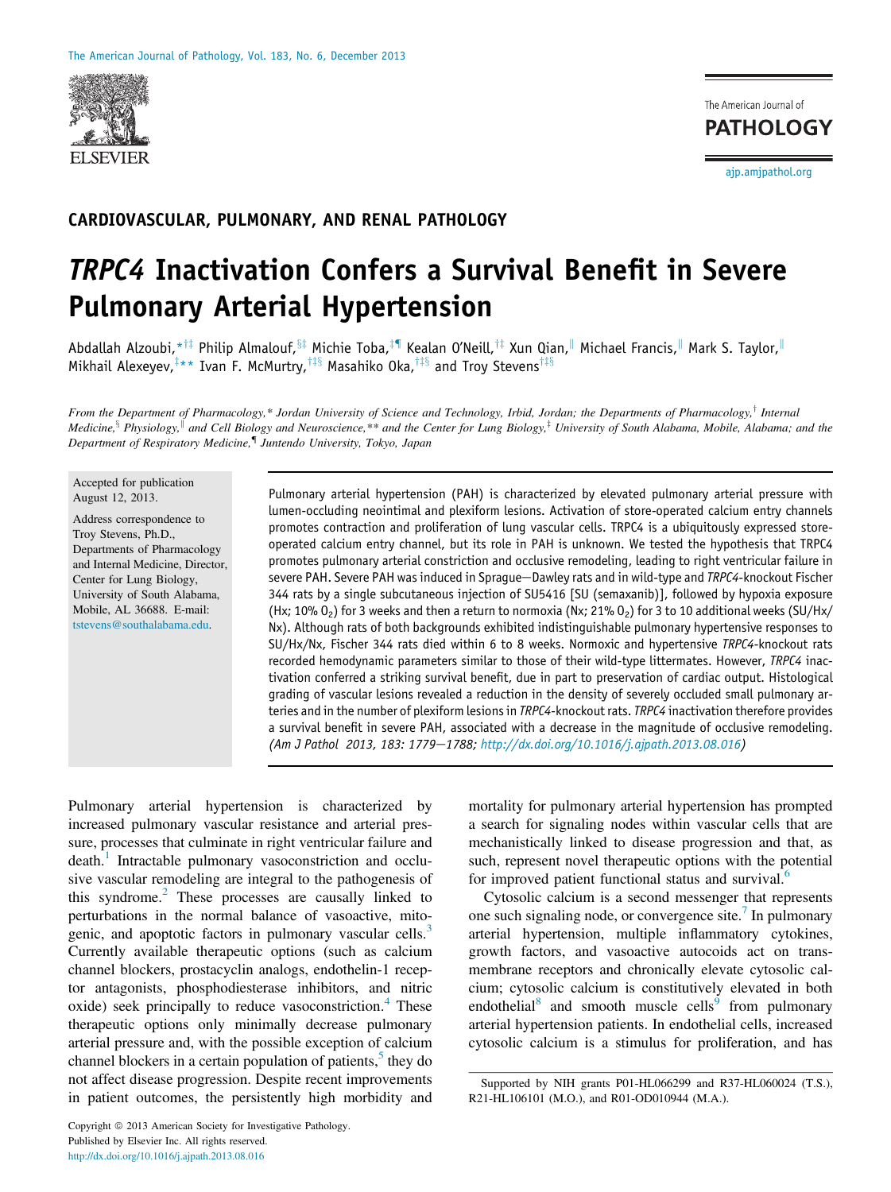CARDIOVASCULAR, PULMONARY, AND RENAL PATHOLOGY

# *TRPC4* Inactivation Confers a Survival Benefit in Severe Pulmonary Arterial Hypertension

Abdallah Alzoubi,[*†‡] Philip Almalouf,[§‡] Michie Toba,[‡¶] Kealan O'Neill,[†‡] Xun Qian,[‖] Michael Francis,[‖] Mark S. Taylor,[‖] Mikhail Alexeyev,[‡**] Ivan F. McMurtry,[†‡§] Masahiko Oka,[†‡§] and Troy Stevens[†‡§]

*From the Department of Pharmacology,\* Jordan University of Science and Technology, Irbid, Jordan; the Departments of Pharmacology,† Internal Medicine,§ Physiology,‖ and Cell Biology and Neuroscience,\*\* and the Center for Lung Biology,‡ University of South Alabama, Mobile, Alabama; and the Department of Respiratory Medicine,¶ Juntendo University, Tokyo, Japan*

Accepted for publication August 12, 2013.

Address correspondence to Troy Stevens, Ph.D., Departments of Pharmacology and Internal Medicine, Director, Center for Lung Biology, University of South Alabama, Mobile, AL 36688. E-mail: tstevens@southalabama.edu.

Pulmonary arterial hypertension (PAH) is characterized by elevated pulmonary arterial pressure with lumen-occluding neointimal and plexiform lesions. Activation of store-operated calcium entry channels promotes contraction and proliferation of lung vascular cells. TRPC4 is a ubiquitously expressed store-operated calcium entry channel, but its role in PAH is unknown. We tested the hypothesis that TRPC4 promotes pulmonary arterial constriction and occlusive remodeling, leading to right ventricular failure in severe PAH. Severe PAH was induced in Sprague–Dawley rats and in wild-type and *TRPC4*-knockout Fischer 344 rats by a single subcutaneous injection of SU5416 [SU (semaxanib)], followed by hypoxia exposure (Hx; 10% $O_2$) for 3 weeks and then a return to normoxia (Nx; 21% $O_2$) for 3 to 10 additional weeks (SU/Hx/Nx). Although rats of both backgrounds exhibited indistinguishable pulmonary hypertensive responses to SU/Hx/Nx, Fischer 344 rats died within 6 to 8 weeks. Normoxic and hypertensive *TRPC4*-knockout rats recorded hemodynamic parameters similar to those of their wild-type littermates. However, *TRPC4* inactivation conferred a striking survival benefit, due in part to preservation of cardiac output. Histological grading of vascular lesions revealed a reduction in the density of severely occluded small pulmonary arteries and in the number of plexiform lesions in *TRPC4*-knockout rats. *TRPC4* inactivation therefore provides a survival benefit in severe PAH, associated with a decrease in the magnitude of occlusive remodeling. *(Am J Pathol 2013, 183: 1779–1788; http://dx.doi.org/10.1016/j.ajpath.2013.08.016)*

Pulmonary arterial hypertension is characterized by increased pulmonary vascular resistance and arterial pressure, processes that culminate in right ventricular failure and death.[1] Intractable pulmonary vasoconstriction and occlusive vascular remodeling are integral to the pathogenesis of this syndrome.[2] These processes are causally linked to perturbations in the normal balance of vasoactive, mitogenic, and apoptotic factors in pulmonary vascular cells.[3] Currently available therapeutic options (such as calcium channel blockers, prostacyclin analogs, endothelin-1 receptor antagonists, phosphodiesterase inhibitors, and nitric oxide) seek principally to reduce vasoconstriction.[4] These therapeutic options only minimally decrease pulmonary arterial pressure and, with the possible exception of calcium channel blockers in a certain population of patients,[5] they do not affect disease progression. Despite recent improvements in patient outcomes, the persistently high morbidity and mortality for pulmonary arterial hypertension has prompted a search for signaling nodes within vascular cells that are mechanistically linked to disease progression and that, as such, represent novel therapeutic options with the potential for improved patient functional status and survival.[6]

Cytosolic calcium is a second messenger that represents one such signaling node, or convergence site.[7] In pulmonary arterial hypertension, multiple inflammatory cytokines, growth factors, and vasoactive autocoids act on transmembrane receptors and chronically elevate cytosolic calcium; cytosolic calcium is constitutively elevated in both endothelial[8] and smooth muscle cells[9] from pulmonary arterial hypertension patients. In endothelial cells, increased cytosolic calcium is a stimulus for proliferation, and has

Supported by NIH grants P01-HL066299 and R37-HL060024 (T.S.), R21-HL106101 (M.O.), and R01-OD010944 (M.A.).

Copyright © 2013 American Society for Investigative Pathology.
Published by Elsevier Inc. All rights reserved.
http://dx.doi.org/10.1016/j.ajpath.2013.08.016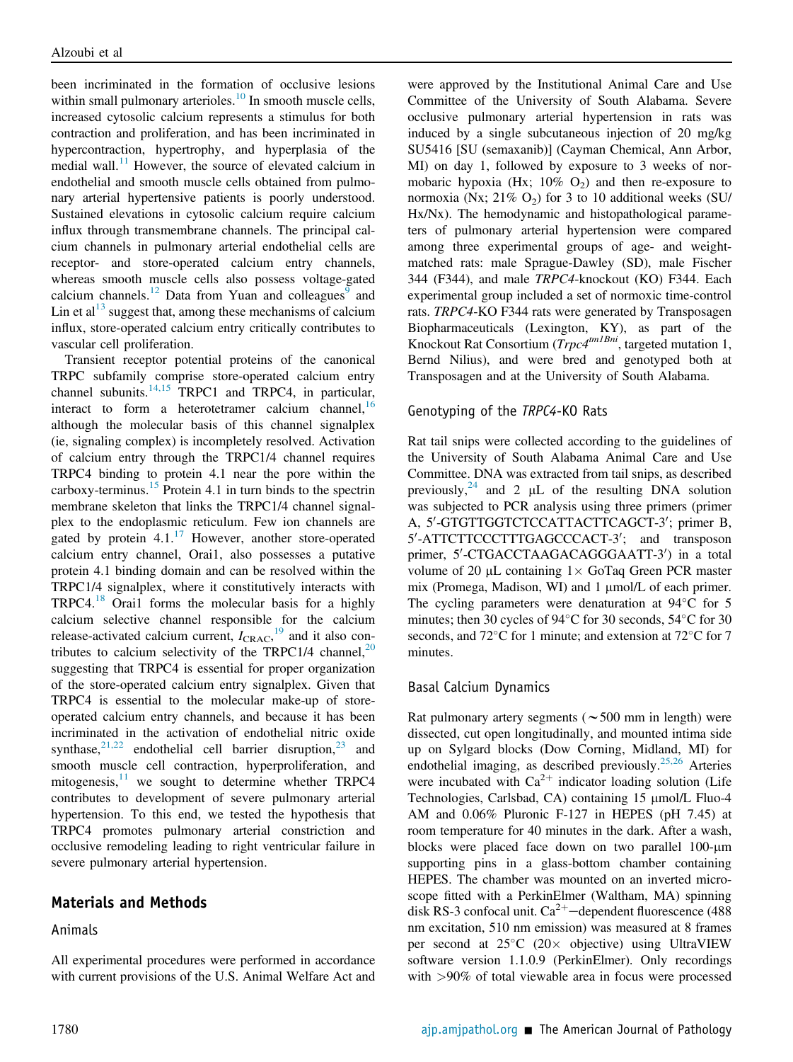been incriminated in the formation of occlusive lesions within small pulmonary arterioles.[10] In smooth muscle cells, increased cytosolic calcium represents a stimulus for both contraction and proliferation, and has been incriminated in hypercontraction, hypertrophy, and hyperplasia of the medial wall.[11] However, the source of elevated calcium in endothelial and smooth muscle cells obtained from pulmonary arterial hypertensive patients is poorly understood. Sustained elevations in cytosolic calcium require calcium influx through transmembrane channels. The principal calcium channels in pulmonary arterial endothelial cells are receptor- and store-operated calcium entry channels, whereas smooth muscle cells also possess voltage-gated calcium channels.[12] Data from Yuan and colleagues[9] and Lin et al[13] suggest that, among these mechanisms of calcium influx, store-operated calcium entry critically contributes to vascular cell proliferation.

Transient receptor potential proteins of the canonical TRPC subfamily comprise store-operated calcium entry channel subunits.[14,15] TRPC1 and TRPC4, in particular, interact to form a heterotetramer calcium channel,[16] although the molecular basis of this channel signalplex (ie, signaling complex) is incompletely resolved. Activation of calcium entry through the TRPC1/4 channel requires TRPC4 binding to protein 4.1 near the pore within the carboxy-terminus.[15] Protein 4.1 in turn binds to the spectrin membrane skeleton that links the TRPC1/4 channel signalplex to the endoplasmic reticulum. Few ion channels are gated by protein 4.1.[17] However, another store-operated calcium entry channel, Orai1, also possesses a putative protein 4.1 binding domain and can be resolved within the TRPC1/4 signalplex, where it constitutively interacts with TRPC4.[18] Orai1 forms the molecular basis for a highly calcium selective channel responsible for the calcium release-activated calcium current, $I_{CRAC}$,[19] and it also contributes to calcium selectivity of the TRPC1/4 channel,[20] suggesting that TRPC4 is essential for proper organization of the store-operated calcium entry signalplex. Given that TRPC4 is essential to the molecular make-up of store-operated calcium entry channels, and because it has been incriminated in the activation of endothelial nitric oxide synthase,[21,22] endothelial cell barrier disruption,[23] and smooth muscle cell contraction, hyperproliferation, and mitogenesis,[11] we sought to determine whether TRPC4 contributes to development of severe pulmonary arterial hypertension. To this end, we tested the hypothesis that TRPC4 promotes pulmonary arterial constriction and occlusive remodeling leading to right ventricular failure in severe pulmonary arterial hypertension.

## Materials and Methods

### Animals

All experimental procedures were performed in accordance with current provisions of the U.S. Animal Welfare Act and were approved by the Institutional Animal Care and Use Committee of the University of South Alabama. Severe occlusive pulmonary arterial hypertension in rats was induced by a single subcutaneous injection of 20 mg/kg SU5416 [SU (semaxanib)] (Cayman Chemical, Ann Arbor, MI) on day 1, followed by exposure to 3 weeks of normobaric hypoxia (Hx; 10% $O_2$) and then re-exposure to normoxia (Nx; 21% $O_2$) for 3 to 10 additional weeks (SU/Hx/Nx). The hemodynamic and histopathological parameters of pulmonary arterial hypertension were compared among three experimental groups of age- and weight-matched rats: male Sprague-Dawley (SD), male Fischer 344 (F344), and male *TRPC4*-knockout (KO) F344. Each experimental group included a set of normoxic time-control rats. *TRPC4*-KO F344 rats were generated by Transposagen Biopharmaceuticals (Lexington, KY), as part of the Knockout Rat Consortium (*Trpc4*$^{tm1Bni}$, targeted mutation 1, Bernd Nilius), and were bred and genotyped both at Transposagen and at the University of South Alabama.

### Genotyping of the *TRPC4*-KO Rats

Rat tail snips were collected according to the guidelines of the University of South Alabama Animal Care and Use Committee. DNA was extracted from tail snips, as described previously,[24] and 2 μL of the resulting DNA solution was subjected to PCR analysis using three primers (primer A, 5′-GTGTTGGTCTCCATTACTTCAGCT-3′; primer B, 5′-ATTCTTCCCTTTGAGCCCACT-3′; and transposon primer, 5′-CTGACCTAAGACACAGGGAATT-3′) in a total volume of 20 μL containing 1× GoTaq Green PCR master mix (Promega, Madison, WI) and 1 μmol/L of each primer. The cycling parameters were denaturation at 94°C for 5 minutes; then 30 cycles of 94°C for 30 seconds, 54°C for 30 seconds, and 72°C for 1 minute; and extension at 72°C for 7 minutes.

### Basal Calcium Dynamics

Rat pulmonary artery segments (∼500 mm in length) were dissected, cut open longitudinally, and mounted intima side up on Sylgard blocks (Dow Corning, Midland, MI) for endothelial imaging, as described previously.[25,26] Arteries were incubated with $Ca^{2+}$ indicator loading solution (Life Technologies, Carlsbad, CA) containing 15 μmol/L Fluo-4 AM and 0.06% Pluronic F-127 in HEPES (pH 7.45) at room temperature for 40 minutes in the dark. After a wash, blocks were placed face down on two parallel 100-μm supporting pins in a glass-bottom chamber containing HEPES. The chamber was mounted on an inverted microscope fitted with a PerkinElmer (Waltham, MA) spinning disk RS-3 confocal unit. $Ca^{2+}$−dependent fluorescence (488 nm excitation, 510 nm emission) was measured at 8 frames per second at 25°C (20× objective) using UltraVIEW software version 1.1.0.9 (PerkinElmer). Only recordings with >90% of total viewable area in focus were processed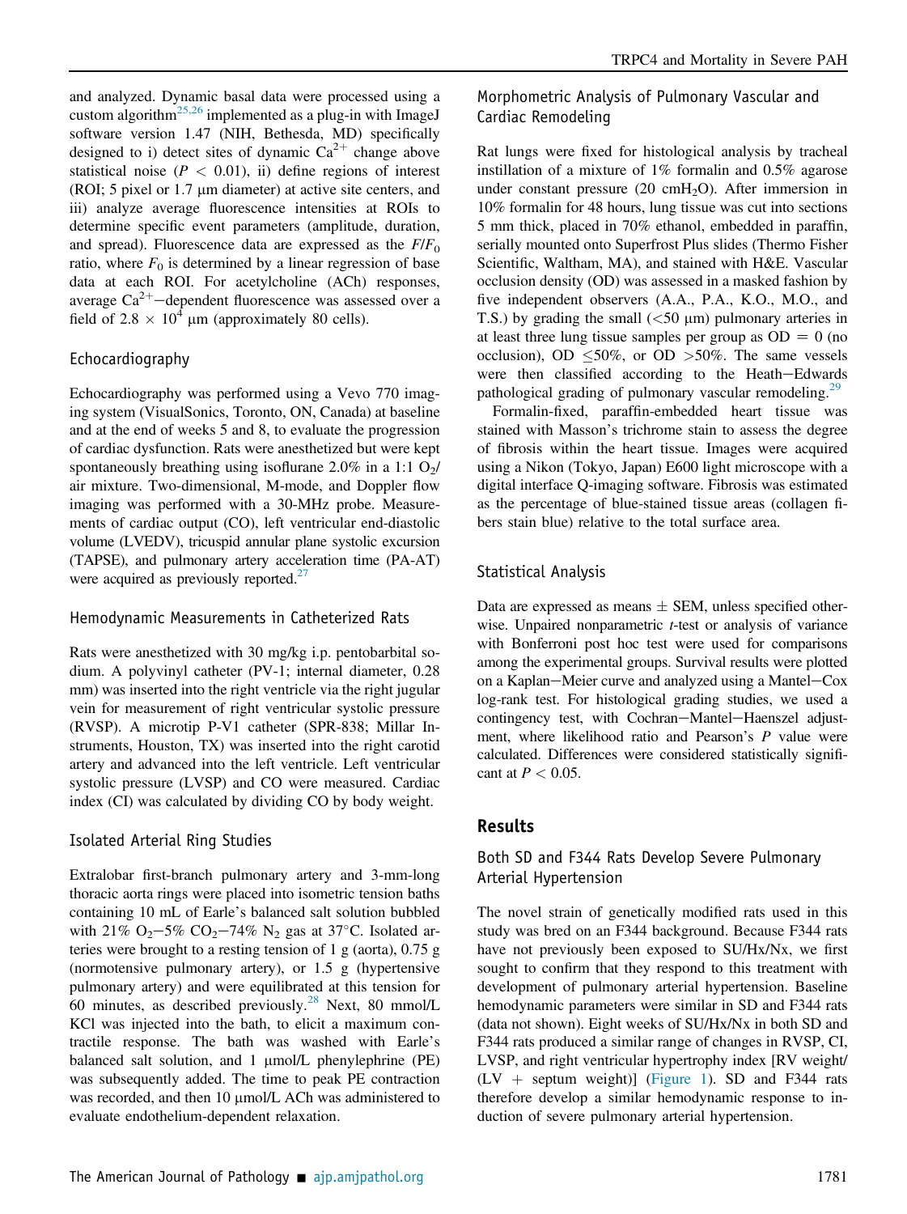and analyzed. Dynamic basal data were processed using a custom algorithm[25,26] implemented as a plug-in with ImageJ software version 1.47 (NIH, Bethesda, MD) specifically designed to i) detect sites of dynamic $Ca^{2+}$ change above statistical noise ($P < 0.01$), ii) define regions of interest (ROI; 5 pixel or 1.7 μm diameter) at active site centers, and iii) analyze average fluorescence intensities at ROIs to determine specific event parameters (amplitude, duration, and spread). Fluorescence data are expressed as the $F/F_0$ ratio, where $F_0$ is determined by a linear regression of base data at each ROI. For acetylcholine (ACh) responses, average $Ca^{2+}$−dependent fluorescence was assessed over a field of $2.8 \times 10^4$ μm (approximately 80 cells).

### Echocardiography

Echocardiography was performed using a Vevo 770 imaging system (VisualSonics, Toronto, ON, Canada) at baseline and at the end of weeks 5 and 8, to evaluate the progression of cardiac dysfunction. Rats were anesthetized but were kept spontaneously breathing using isoflurane 2.0% in a 1:1 $O_2$/air mixture. Two-dimensional, M-mode, and Doppler flow imaging was performed with a 30-MHz probe. Measurements of cardiac output (CO), left ventricular end-diastolic volume (LVEDV), tricuspid annular plane systolic excursion (TAPSE), and pulmonary artery acceleration time (PA-AT) were acquired as previously reported.[27]

### Hemodynamic Measurements in Catheterized Rats

Rats were anesthetized with 30 mg/kg i.p. pentobarbital sodium. A polyvinyl catheter (PV-1; internal diameter, 0.28 mm) was inserted into the right ventricle via the right jugular vein for measurement of right ventricular systolic pressure (RVSP). A microtip P-V1 catheter (SPR-838; Millar Instruments, Houston, TX) was inserted into the right carotid artery and advanced into the left ventricle. Left ventricular systolic pressure (LVSP) and CO were measured. Cardiac index (CI) was calculated by dividing CO by body weight.

### Isolated Arterial Ring Studies

Extralobar first-branch pulmonary artery and 3-mm-long thoracic aorta rings were placed into isometric tension baths containing 10 mL of Earle's balanced salt solution bubbled with 21% $O_2$−5% $CO_2$−74% $N_2$ gas at 37°C. Isolated arteries were brought to a resting tension of 1 g (aorta), 0.75 g (normotensive pulmonary artery), or 1.5 g (hypertensive pulmonary artery) and were equilibrated at this tension for 60 minutes, as described previously.[28] Next, 80 mmol/L KCl was injected into the bath, to elicit a maximum contractile response. The bath was washed with Earle's balanced salt solution, and 1 μmol/L phenylephrine (PE) was subsequently added. The time to peak PE contraction was recorded, and then 10 μmol/L ACh was administered to evaluate endothelium-dependent relaxation.

### Morphometric Analysis of Pulmonary Vascular and Cardiac Remodeling

Rat lungs were fixed for histological analysis by tracheal instillation of a mixture of 1% formalin and 0.5% agarose under constant pressure (20 $cmH_2O$). After immersion in 10% formalin for 48 hours, lung tissue was cut into sections 5 mm thick, placed in 70% ethanol, embedded in paraffin, serially mounted onto Superfrost Plus slides (Thermo Fisher Scientific, Waltham, MA), and stained with H&E. Vascular occlusion density (OD) was assessed in a masked fashion by five independent observers (A.A., P.A., K.O., M.O., and T.S.) by grading the small (<50 μm) pulmonary arteries in at least three lung tissue samples per group as OD = 0 (no occlusion), OD ≤50%, or OD >50%. The same vessels were then classified according to the Heath−Edwards pathological grading of pulmonary vascular remodeling.[29]

Formalin-fixed, paraffin-embedded heart tissue was stained with Masson's trichrome stain to assess the degree of fibrosis within the heart tissue. Images were acquired using a Nikon (Tokyo, Japan) E600 light microscope with a digital interface Q-imaging software. Fibrosis was estimated as the percentage of blue-stained tissue areas (collagen fibers stain blue) relative to the total surface area.

### Statistical Analysis

Data are expressed as means ± SEM, unless specified otherwise. Unpaired nonparametric *t*-test or analysis of variance with Bonferroni post hoc test were used for comparisons among the experimental groups. Survival results were plotted on a Kaplan−Meier curve and analyzed using a Mantel−Cox log-rank test. For histological grading studies, we used a contingency test, with Cochran−Mantel−Haenszel adjustment, where likelihood ratio and Pearson's *P* value were calculated. Differences were considered statistically significant at $P < 0.05$.

## Results

### Both SD and F344 Rats Develop Severe Pulmonary Arterial Hypertension

The novel strain of genetically modified rats used in this study was bred on an F344 background. Because F344 rats have not previously been exposed to SU/Hx/Nx, we first sought to confirm that they respond to this treatment with development of pulmonary arterial hypertension. Baseline hemodynamic parameters were similar in SD and F344 rats (data not shown). Eight weeks of SU/Hx/Nx in both SD and F344 rats produced a similar range of changes in RVSP, CI, LVSP, and right ventricular hypertrophy index [RV weight/(LV + septum weight)] (Figure 1). SD and F344 rats therefore develop a similar hemodynamic response to induction of severe pulmonary arterial hypertension.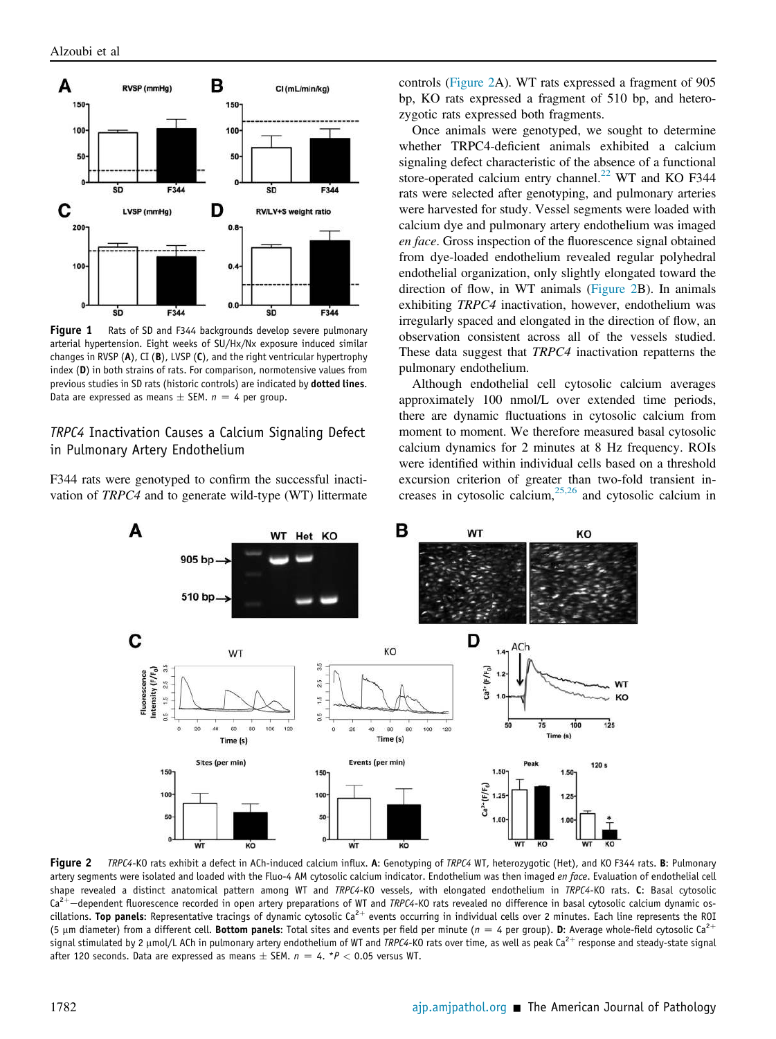Figure 1 Rats of SD and F344 backgrounds develop severe pulmonary arterial hypertension. Eight weeks of SU/Hx/Nx exposure induced similar changes in RVSP (**A**), CI (**B**), LVSP (**C**), and the right ventricular hypertrophy index (**D**) in both strains of rats. For comparison, normotensive values from previous studies in SD rats (historic controls) are indicated by **dotted lines**. Data are expressed as means ± SEM. $n = 4$ per group.

## *TRPC4* Inactivation Causes a Calcium Signaling Defect in Pulmonary Artery Endothelium

F344 rats were genotyped to confirm the successful inactivation of *TRPC4* and to generate wild-type (WT) littermate controls (Figure 2A). WT rats expressed a fragment of 905 bp, KO rats expressed a fragment of 510 bp, and heterozygotic rats expressed both fragments.

Once animals were genotyped, we sought to determine whether TRPC4-deficient animals exhibited a calcium signaling defect characteristic of the absence of a functional store-operated calcium entry channel.[22] WT and KO F344 rats were selected after genotyping, and pulmonary arteries were harvested for study. Vessel segments were loaded with calcium dye and pulmonary artery endothelium was imaged *en face*. Gross inspection of the fluorescence signal obtained from dye-loaded endothelium revealed regular polyhedral endothelial organization, only slightly elongated toward the direction of flow, in WT animals (Figure 2B). In animals exhibiting *TRPC4* inactivation, however, endothelium was irregularly spaced and elongated in the direction of flow, an observation consistent across all of the vessels studied. These data suggest that *TRPC4* inactivation repatterns the pulmonary endothelium.

Although endothelial cell cytosolic calcium averages approximately 100 nmol/L over extended time periods, there are dynamic fluctuations in cytosolic calcium from moment to moment. We therefore measured basal cytosolic calcium dynamics for 2 minutes at 8 Hz frequency. ROIs were identified within individual cells based on a threshold excursion criterion of greater than two-fold transient increases in cytosolic calcium,[25,26] and cytosolic calcium in

Figure 2 *TRPC4*-KO rats exhibit a defect in ACh-induced calcium influx. **A**: Genotyping of *TRPC4* WT, heterozygotic (Het), and KO F344 rats. **B**: Pulmonary artery segments were isolated and loaded with the Fluo-4 AM cytosolic calcium indicator. Endothelium was then imaged *en face*. Evaluation of endothelial cell shape revealed a distinct anatomical pattern among WT and *TRPC4*-KO vessels, with elongated endothelium in *TRPC4*-KO rats. **C**: Basal cytosolic $Ca^{2+}$—dependent fluorescence recorded in open artery preparations of WT and *TRPC4*-KO rats revealed no difference in basal cytosolic calcium dynamic oscillations. **Top panels**: Representative tracings of dynamic cytosolic $Ca^{2+}$ events occurring in individual cells over 2 minutes. Each line represents the ROI (5 μm diameter) from a different cell. **Bottom panels**: Total sites and events per field per minute ($n = 4$ per group). **D**: Average whole-field cytosolic $Ca^{2+}$ signal stimulated by 2 μmol/L ACh in pulmonary artery endothelium of WT and *TRPC4*-KO rats over time, as well as peak $Ca^{2+}$ response and steady-state signal after 120 seconds. Data are expressed as means ± SEM. $n = 4$. *$P < 0.05$ versus WT.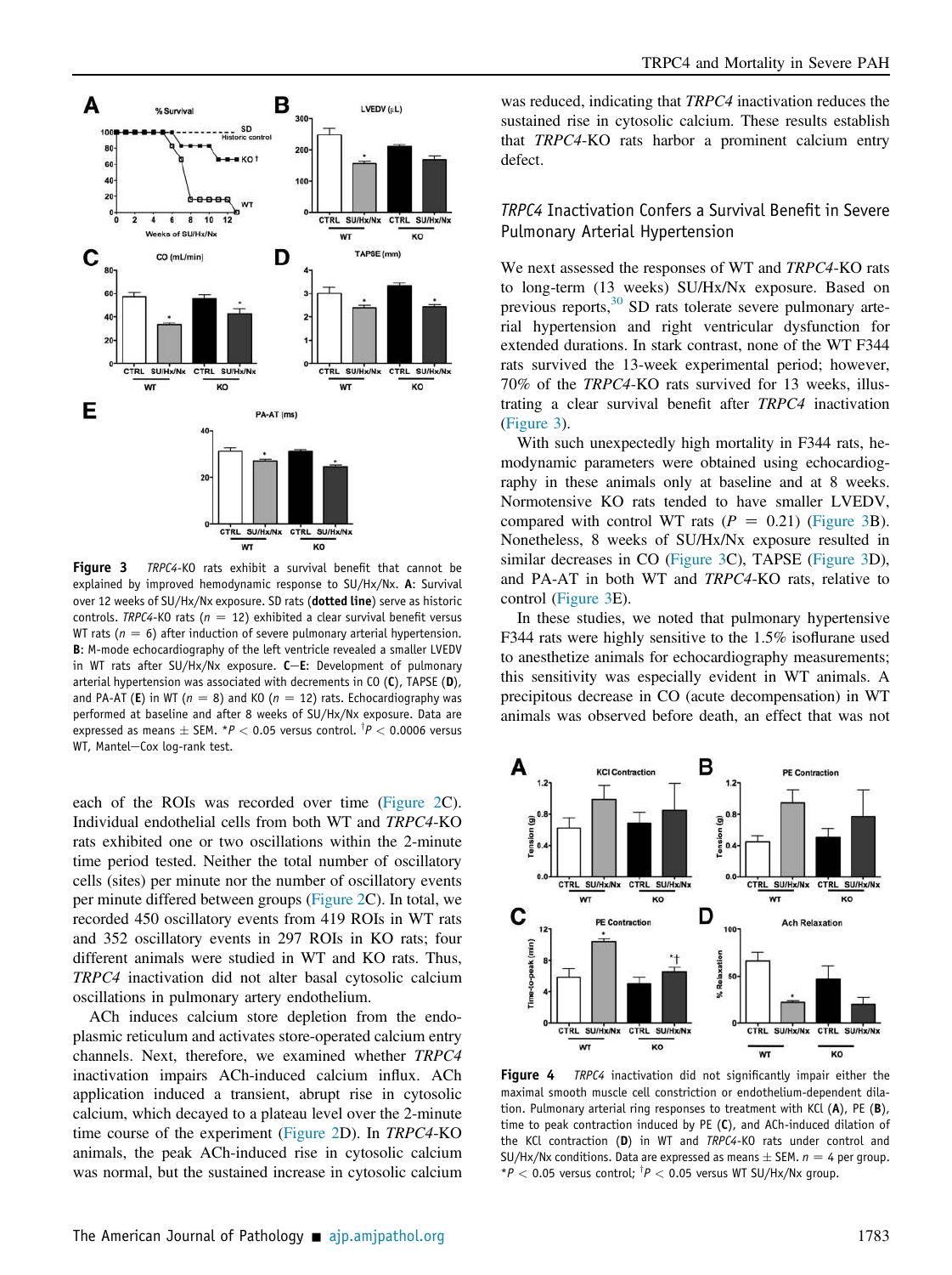**Figure 3** *TRPC4*-KO rats exhibit a survival benefit that cannot be explained by improved hemodynamic response to SU/Hx/Nx. **A:** Survival over 12 weeks of SU/Hx/Nx exposure. SD rats (**dotted line**) serve as historic controls. *TRPC4*-KO rats ($n$ = 12) exhibited a clear survival benefit versus WT rats ($n$ = 6) after induction of severe pulmonary arterial hypertension. **B:** M-mode echocardiography of the left ventricle revealed a smaller LVEDV in WT rats after SU/Hx/Nx exposure. **C–E:** Development of pulmonary arterial hypertension was associated with decrements in CO (**C**), TAPSE (**D**), and PA-AT (**E**) in WT ($n$ = 8) and KO ($n$ = 12) rats. Echocardiography was performed at baseline and after 8 weeks of SU/Hx/Nx exposure. Data are expressed as means ± SEM. *$P < 0.05$ versus control. †$P < 0.0006$ versus WT, Mantel–Cox log-rank test.

each of the ROIs was recorded over time (Figure 2C). Individual endothelial cells from both WT and *TRPC4*-KO rats exhibited one or two oscillations within the 2-minute time period tested. Neither the total number of oscillatory cells (sites) per minute nor the number of oscillatory events per minute differed between groups (Figure 2C). In total, we recorded 450 oscillatory events from 419 ROIs in WT rats and 352 oscillatory events in 297 ROIs in KO rats; four different animals were studied in WT and KO rats. Thus, *TRPC4* inactivation did not alter basal cytosolic calcium oscillations in pulmonary artery endothelium.

ACh induces calcium store depletion from the endoplasmic reticulum and activates store-operated calcium entry channels. Next, therefore, we examined whether *TRPC4* inactivation impairs ACh-induced calcium influx. ACh application induced a transient, abrupt rise in cytosolic calcium, which decayed to a plateau level over the 2-minute time course of the experiment (Figure 2D). In *TRPC4*-KO animals, the peak ACh-induced rise in cytosolic calcium was normal, but the sustained increase in cytosolic calcium was reduced, indicating that *TRPC4* inactivation reduces the sustained rise in cytosolic calcium. These results establish that *TRPC4*-KO rats harbor a prominent calcium entry defect.

## *TRPC4* Inactivation Confers a Survival Benefit in Severe Pulmonary Arterial Hypertension

We next assessed the responses of WT and *TRPC4*-KO rats to long-term (13 weeks) SU/Hx/Nx exposure. Based on previous reports,[30] SD rats tolerate severe pulmonary arterial hypertension and right ventricular dysfunction for extended durations. In stark contrast, none of the WT F344 rats survived the 13-week experimental period; however, 70% of the *TRPC4*-KO rats survived for 13 weeks, illustrating a clear survival benefit after *TRPC4* inactivation (Figure 3).

With such unexpectedly high mortality in F344 rats, hemodynamic parameters were obtained using echocardiography in these animals only at baseline and at 8 weeks. Normotensive KO rats tended to have smaller LVEDV, compared with control WT rats ($P$ = 0.21) (Figure 3B). Nonetheless, 8 weeks of SU/Hx/Nx exposure resulted in similar decreases in CO (Figure 3C), TAPSE (Figure 3D), and PA-AT in both WT and *TRPC4*-KO rats, relative to control (Figure 3E).

In these studies, we noted that pulmonary hypertensive F344 rats were highly sensitive to the 1.5% isoflurane used to anesthetize animals for echocardiography measurements; this sensitivity was especially evident in WT animals. A precipitous decrease in CO (acute decompensation) in WT animals was observed before death, an effect that was not

**Figure 4** *TRPC4* inactivation did not significantly impair either the maximal smooth muscle cell constriction or endothelium-dependent dilation. Pulmonary arterial ring responses to treatment with KCl (**A**), PE (**B**), time to peak contraction induced by PE (**C**), and ACh-induced dilation of the KCl contraction (**D**) in WT and *TRPC4*-KO rats under control and SU/Hx/Nx conditions. Data are expressed as means ± SEM. $n$ = 4 per group. *$P < 0.05$ versus control; †$P < 0.05$ versus WT SU/Hx/Nx group.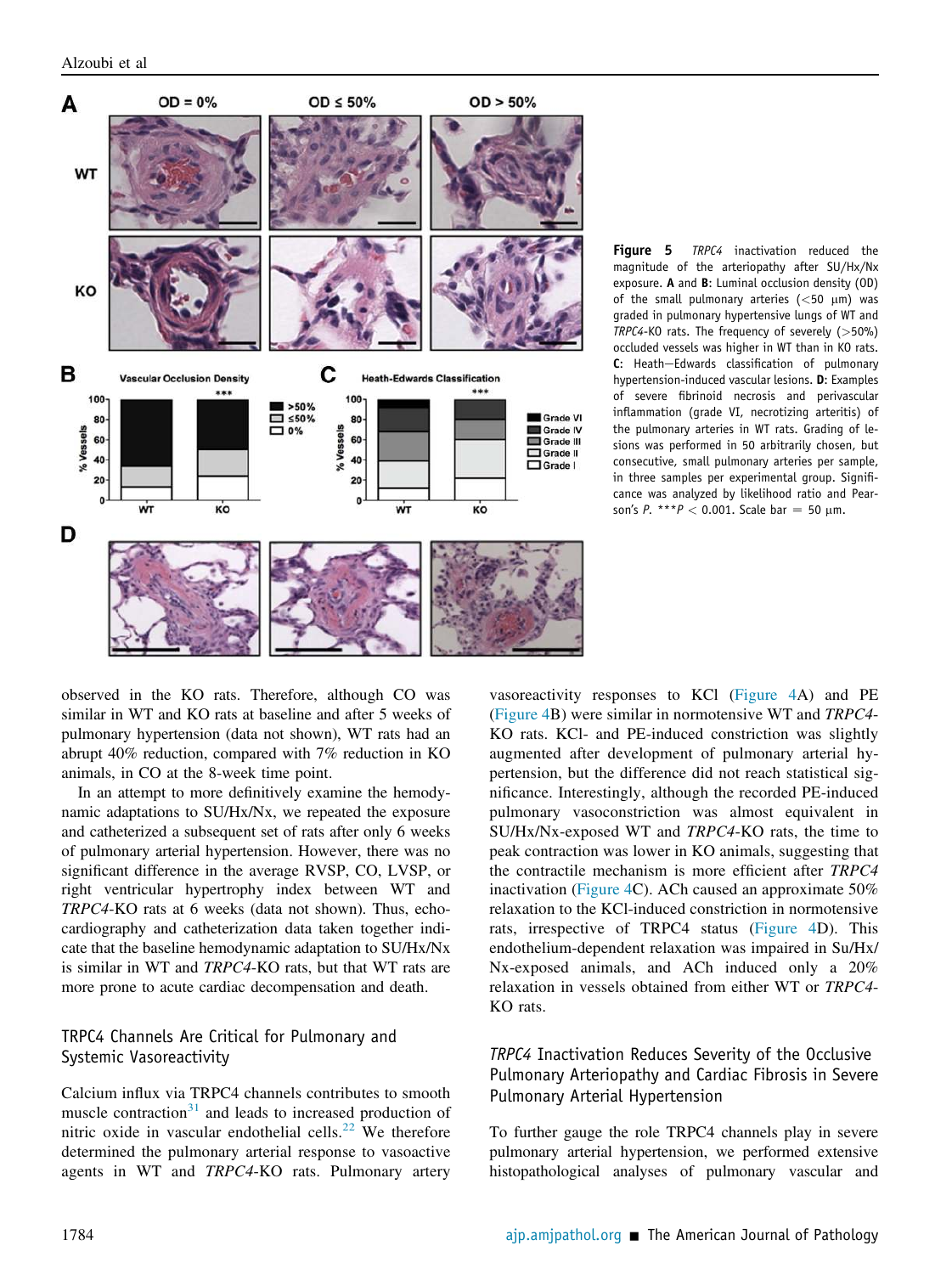**Figure 5** *TRPC4* inactivation reduced the magnitude of the arteriopathy after SU/Hx/Nx exposure. **A** and **B**: Luminal occlusion density (OD) of the small pulmonary arteries (<50 μm) was graded in pulmonary hypertensive lungs of WT and *TRPC4*-KO rats. The frequency of severely (>50%) occluded vessels was higher in WT than in KO rats. **C**: Heath–Edwards classification of pulmonary hypertension-induced vascular lesions. **D**: Examples of severe fibrinoid necrosis and perivascular inflammation (grade VI, necrotizing arteritis) of the pulmonary arteries in WT rats. Grading of lesions was performed in 50 arbitrarily chosen, but consecutive, small pulmonary arteries per sample, in three samples per experimental group. Significance was analyzed by likelihood ratio and Pearson's *P*. \*\*\*$P < 0.001$. Scale bar = 50 μm.

observed in the KO rats. Therefore, although CO was similar in WT and KO rats at baseline and after 5 weeks of pulmonary hypertension (data not shown), WT rats had an abrupt 40% reduction, compared with 7% reduction in KO animals, in CO at the 8-week time point.

In an attempt to more definitively examine the hemodynamic adaptations to SU/Hx/Nx, we repeated the exposure and catheterized a subsequent set of rats after only 6 weeks of pulmonary arterial hypertension. However, there was no significant difference in the average RVSP, CO, LVSP, or right ventricular hypertrophy index between WT and *TRPC4*-KO rats at 6 weeks (data not shown). Thus, echocardiography and catheterization data taken together indicate that the baseline hemodynamic adaptation to SU/Hx/Nx is similar in WT and *TRPC4*-KO rats, but that WT rats are more prone to acute cardiac decompensation and death.

## TRPC4 Channels Are Critical for Pulmonary and Systemic Vasoreactivity

Calcium influx via TRPC4 channels contributes to smooth muscle contraction[31] and leads to increased production of nitric oxide in vascular endothelial cells.[22] We therefore determined the pulmonary arterial response to vasoactive agents in WT and *TRPC4*-KO rats. Pulmonary artery vasoreactivity responses to KCl (Figure 4A) and PE (Figure 4B) were similar in normotensive WT and *TRPC4*-KO rats. KCl- and PE-induced constriction was slightly augmented after development of pulmonary arterial hypertension, but the difference did not reach statistical significance. Interestingly, although the recorded PE-induced pulmonary vasoconstriction was almost equivalent in SU/Hx/Nx-exposed WT and *TRPC4*-KO rats, the time to peak contraction was lower in KO animals, suggesting that the contractile mechanism is more efficient after *TRPC4* inactivation (Figure 4C). ACh caused an approximate 50% relaxation to the KCl-induced constriction in normotensive rats, irrespective of TRPC4 status (Figure 4D). This endothelium-dependent relaxation was impaired in Su/Hx/Nx-exposed animals, and ACh induced only a 20% relaxation in vessels obtained from either WT or *TRPC4*-KO rats.

## *TRPC4* Inactivation Reduces Severity of the Occlusive Pulmonary Arteriopathy and Cardiac Fibrosis in Severe Pulmonary Arterial Hypertension

To further gauge the role TRPC4 channels play in severe pulmonary arterial hypertension, we performed extensive histopathological analyses of pulmonary vascular and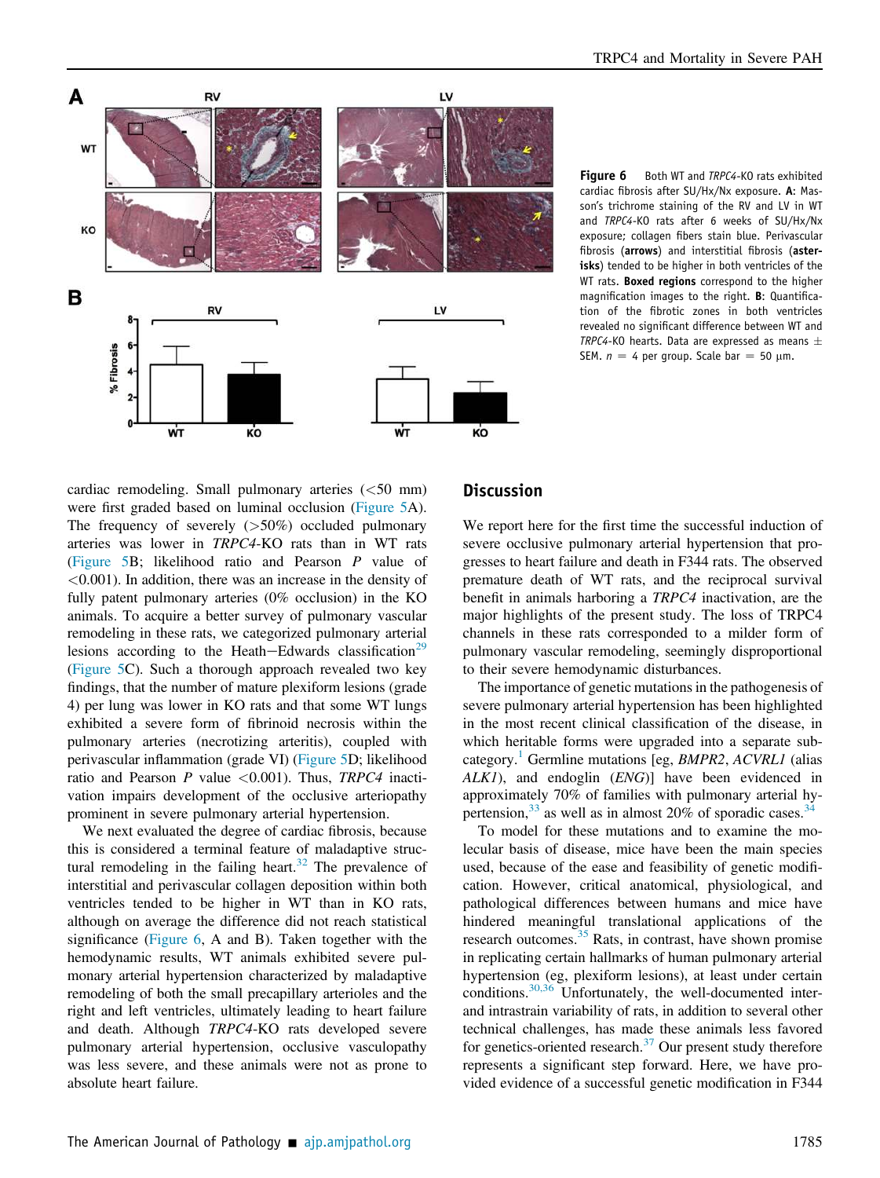Figure 6 Both WT and *TRPC4*-KO rats exhibited cardiac fibrosis after SU/Hx/Nx exposure. **A:** Masson's trichrome staining of the RV and LV in WT and *TRPC4*-KO rats after 6 weeks of SU/Hx/Nx exposure; collagen fibers stain blue. Perivascular fibrosis (**arrows**) and interstitial fibrosis (**asterisks**) tended to be higher in both ventricles of the WT rats. **Boxed regions** correspond to the higher magnification images to the right. **B:** Quantification of the fibrotic zones in both ventricles revealed no significant difference between WT and *TRPC4*-KO hearts. Data are expressed as means ± SEM. $n$ = 4 per group. Scale bar = 50 μm.

cardiac remodeling. Small pulmonary arteries (<50 mm) were first graded based on luminal occlusion (Figure 5A). The frequency of severely (>50%) occluded pulmonary arteries was lower in *TRPC4*-KO rats than in WT rats (Figure 5B; likelihood ratio and Pearson $P$ value of <0.001). In addition, there was an increase in the density of fully patent pulmonary arteries (0% occlusion) in the KO animals. To acquire a better survey of pulmonary vascular remodeling in these rats, we categorized pulmonary arterial lesions according to the Heath−Edwards classification[29] (Figure 5C). Such a thorough approach revealed two key findings, that the number of mature plexiform lesions (grade 4) per lung was lower in KO rats and that some WT lungs exhibited a severe form of fibrinoid necrosis within the pulmonary arteries (necrotizing arteritis), coupled with perivascular inflammation (grade VI) (Figure 5D; likelihood ratio and Pearson $P$ value <0.001). Thus, *TRPC4* inactivation impairs development of the occlusive arteriopathy prominent in severe pulmonary arterial hypertension.

We next evaluated the degree of cardiac fibrosis, because this is considered a terminal feature of maladaptive structural remodeling in the failing heart.[32] The prevalence of interstitial and perivascular collagen deposition within both ventricles tended to be higher in WT than in KO rats, although on average the difference did not reach statistical significance (Figure 6, A and B). Taken together with the hemodynamic results, WT animals exhibited severe pulmonary arterial hypertension characterized by maladaptive remodeling of both the small precapillary arterioles and the right and left ventricles, ultimately leading to heart failure and death. Although *TRPC4*-KO rats developed severe pulmonary arterial hypertension, occlusive vasculopathy was less severe, and these animals were not as prone to absolute heart failure.

## Discussion

We report here for the first time the successful induction of severe occlusive pulmonary arterial hypertension that progresses to heart failure and death in F344 rats. The observed premature death of WT rats, and the reciprocal survival benefit in animals harboring a *TRPC4* inactivation, are the major highlights of the present study. The loss of TRPC4 channels in these rats corresponded to a milder form of pulmonary vascular remodeling, seemingly disproportional to their severe hemodynamic disturbances.

The importance of genetic mutations in the pathogenesis of severe pulmonary arterial hypertension has been highlighted in the most recent clinical classification of the disease, in which heritable forms were upgraded into a separate subcategory.[1] Germline mutations [eg, *BMPR2*, *ACVRL1* (alias *ALK1*), and endoglin (*ENG*)] have been evidenced in approximately 70% of families with pulmonary arterial hypertension,[33] as well as in almost 20% of sporadic cases.[34]

To model for these mutations and to examine the molecular basis of disease, mice have been the main species used, because of the ease and feasibility of genetic modification. However, critical anatomical, physiological, and pathological differences between humans and mice have hindered meaningful translational applications of the research outcomes.[35] Rats, in contrast, have shown promise in replicating certain hallmarks of human pulmonary arterial hypertension (eg, plexiform lesions), at least under certain conditions.[30,36] Unfortunately, the well-documented inter- and intrastrain variability of rats, in addition to several other technical challenges, has made these animals less favored for genetics-oriented research.[37] Our present study therefore represents a significant step forward. Here, we have provided evidence of a successful genetic modification in F344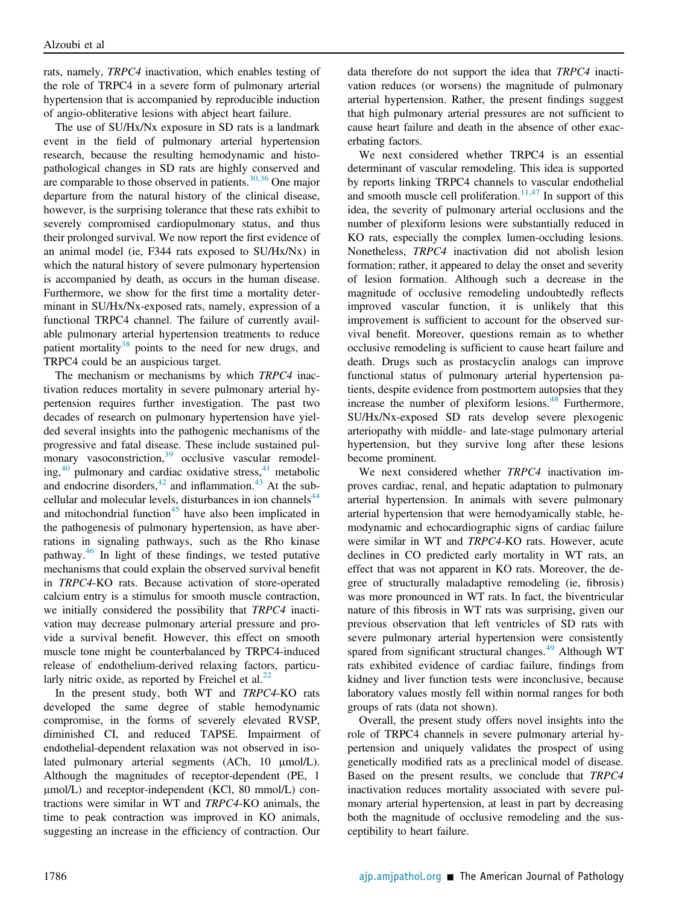rats, namely, *TRPC4* inactivation, which enables testing of the role of TRPC4 in a severe form of pulmonary arterial hypertension that is accompanied by reproducible induction of angio-obliterative lesions with abject heart failure.

The use of SU/Hx/Nx exposure in SD rats is a landmark event in the field of pulmonary arterial hypertension research, because the resulting hemodynamic and histopathological changes in SD rats are highly conserved and are comparable to those observed in patients.[30,36] One major departure from the natural history of the clinical disease, however, is the surprising tolerance that these rats exhibit to severely compromised cardiopulmonary status, and thus their prolonged survival. We now report the first evidence of an animal model (ie, F344 rats exposed to SU/Hx/Nx) in which the natural history of severe pulmonary hypertension is accompanied by death, as occurs in the human disease. Furthermore, we show for the first time a mortality determinant in SU/Hx/Nx-exposed rats, namely, expression of a functional TRPC4 channel. The failure of currently available pulmonary arterial hypertension treatments to reduce patient mortality[38] points to the need for new drugs, and TRPC4 could be an auspicious target.

The mechanism or mechanisms by which *TRPC4* inactivation reduces mortality in severe pulmonary arterial hypertension requires further investigation. The past two decades of research on pulmonary hypertension have yielded several insights into the pathogenic mechanisms of the progressive and fatal disease. These include sustained pulmonary vasoconstriction,[39] occlusive vascular remodeling,[40] pulmonary and cardiac oxidative stress,[41] metabolic and endocrine disorders,[42] and inflammation.[43] At the subcellular and molecular levels, disturbances in ion channels[44] and mitochondrial function[45] have also been implicated in the pathogenesis of pulmonary hypertension, as have aberrations in signaling pathways, such as the Rho kinase pathway.[46] In light of these findings, we tested putative mechanisms that could explain the observed survival benefit in *TRPC4*-KO rats. Because activation of store-operated calcium entry is a stimulus for smooth muscle contraction, we initially considered the possibility that *TRPC4* inactivation may decrease pulmonary arterial pressure and provide a survival benefit. However, this effect on smooth muscle tone might be counterbalanced by TRPC4-induced release of endothelium-derived relaxing factors, particularly nitric oxide, as reported by Freichel et al.[22]

In the present study, both WT and *TRPC4*-KO rats developed the same degree of stable hemodynamic compromise, in the forms of severely elevated RVSP, diminished CI, and reduced TAPSE. Impairment of endothelial-dependent relaxation was not observed in isolated pulmonary arterial segments (ACh, 10 μmol/L). Although the magnitudes of receptor-dependent (PE, 1 μmol/L) and receptor-independent (KCl, 80 mmol/L) contractions were similar in WT and *TRPC4*-KO animals, the time to peak contraction was improved in KO animals, suggesting an increase in the efficiency of contraction. Our data therefore do not support the idea that *TRPC4* inactivation reduces (or worsens) the magnitude of pulmonary arterial hypertension. Rather, the present findings suggest that high pulmonary arterial pressures are not sufficient to cause heart failure and death in the absence of other exacerbating factors.

We next considered whether TRPC4 is an essential determinant of vascular remodeling. This idea is supported by reports linking TRPC4 channels to vascular endothelial and smooth muscle cell proliferation.[11,47] In support of this idea, the severity of pulmonary arterial occlusions and the number of plexiform lesions were substantially reduced in KO rats, especially the complex lumen-occluding lesions. Nonetheless, *TRPC4* inactivation did not abolish lesion formation; rather, it appeared to delay the onset and severity of lesion formation. Although such a decrease in the magnitude of occlusive remodeling undoubtedly reflects improved vascular function, it is unlikely that this improvement is sufficient to account for the observed survival benefit. Moreover, questions remain as to whether occlusive remodeling is sufficient to cause heart failure and death. Drugs such as prostacyclin analogs can improve functional status of pulmonary arterial hypertension patients, despite evidence from postmortem autopsies that they increase the number of plexiform lesions.[48] Furthermore, SU/Hx/Nx-exposed SD rats develop severe plexogenic arteriopathy with middle- and late-stage pulmonary arterial hypertension, but they survive long after these lesions become prominent.

We next considered whether *TRPC4* inactivation improves cardiac, renal, and hepatic adaptation to pulmonary arterial hypertension. In animals with severe pulmonary arterial hypertension that were hemodyamically stable, hemodynamic and echocardiographic signs of cardiac failure were similar in WT and *TRPC4*-KO rats. However, acute declines in CO predicted early mortality in WT rats, an effect that was not apparent in KO rats. Moreover, the degree of structurally maladaptive remodeling (ie, fibrosis) was more pronounced in WT rats. In fact, the biventricular nature of this fibrosis in WT rats was surprising, given our previous observation that left ventricles of SD rats with severe pulmonary arterial hypertension were consistently spared from significant structural changes.[49] Although WT rats exhibited evidence of cardiac failure, findings from kidney and liver function tests were inconclusive, because laboratory values mostly fell within normal ranges for both groups of rats (data not shown).

Overall, the present study offers novel insights into the role of TRPC4 channels in severe pulmonary arterial hypertension and uniquely validates the prospect of using genetically modified rats as a preclinical model of disease. Based on the present results, we conclude that *TRPC4* inactivation reduces mortality associated with severe pulmonary arterial hypertension, at least in part by decreasing both the magnitude of occlusive remodeling and the susceptibility to heart failure.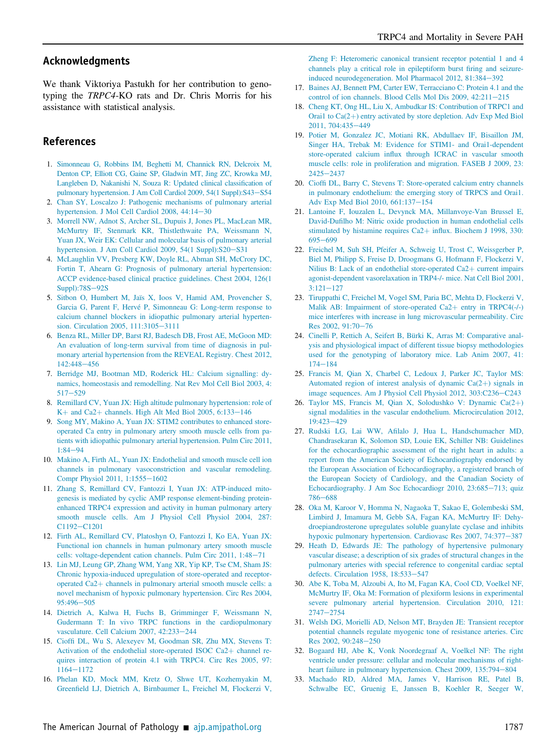## Acknowledgments

We thank Viktoriya Pastukh for her contribution to genotyping the *TRPC4*-KO rats and Dr. Chris Morris for his assistance with statistical analysis.

## References

1. Simonneau G, Robbins IM, Beghetti M, Channick RN, Delcroix M, Denton CP, Elliott CG, Gaine SP, Gladwin MT, Jing ZC, Krowka MJ, Langleben D, Nakanishi N, Souza R: Updated clinical classification of pulmonary hypertension. J Am Coll Cardiol 2009, 54(1 Suppl):S43–S54
2. Chan SY, Loscalzo J: Pathogenic mechanisms of pulmonary arterial hypertension. J Mol Cell Cardiol 2008, 44:14–30
3. Morrell NW, Adnot S, Archer SL, Dupuis J, Jones PL, MacLean MR, McMurtry IF, Stenmark KR, Thistlethwaite PA, Weissmann N, Yuan JX, Weir EK: Cellular and molecular basis of pulmonary arterial hypertension. J Am Coll Cardiol 2009, 54(1 Suppl):S20–S31
4. McLaughlin VV, Presberg KW, Doyle RL, Abman SH, McCrory DC, Fortin T, Ahearn G: Prognosis of pulmonary arterial hypertension: ACCP evidence-based clinical practice guidelines. Chest 2004, 126(1 Suppl):78S–92S
5. Sitbon O, Humbert M, Jaïs X, Ioos V, Hamid AM, Provencher S, Garcia G, Parent F, Hervé P, Simonneau G: Long-term response to calcium channel blockers in idiopathic pulmonary arterial hypertension. Circulation 2005, 111:3105–3111
6. Benza RL, Miller DP, Barst RJ, Badesch DB, Frost AE, McGoon MD: An evaluation of long-term survival from time of diagnosis in pulmonary arterial hypertension from the REVEAL Registry. Chest 2012, 142:448–456
7. Berridge MJ, Bootman MD, Roderick HL: Calcium signalling: dynamics, homeostasis and remodelling. Nat Rev Mol Cell Biol 2003, 4: 517–529
8. Remillard CV, Yuan JX: High altitude pulmonary hypertension: role of K+ and Ca2+ channels. High Alt Med Biol 2005, 6:133–146
9. Song MY, Makino A, Yuan JX: STIM2 contributes to enhanced store-operated Ca entry in pulmonary artery smooth muscle cells from patients with idiopathic pulmonary arterial hypertension. Pulm Circ 2011, 1:84–94
10. Makino A, Firth AL, Yuan JX: Endothelial and smooth muscle cell ion channels in pulmonary vasoconstriction and vascular remodeling. Compr Physiol 2011, 1:1555–1602
11. Zhang S, Remillard CV, Fantozzi I, Yuan JX: ATP-induced mitogenesis is mediated by cyclic AMP response element-binding protein-enhanced TRPC4 expression and activity in human pulmonary artery smooth muscle cells. Am J Physiol Cell Physiol 2004, 287: C1192–C1201
12. Firth AL, Remillard CV, Platoshyn O, Fantozzi I, Ko EA, Yuan JX: Functional ion channels in human pulmonary artery smooth muscle cells: voltage-dependent cation channels. Pulm Circ 2011, 1:48–71
13. Lin MJ, Leung GP, Zhang WM, Yang XR, Yip KP, Tse CM, Sham JS: Chronic hypoxia-induced upregulation of store-operated and receptor-operated Ca2+ channels in pulmonary arterial smooth muscle cells: a novel mechanism of hypoxic pulmonary hypertension. Circ Res 2004, 95:496–505
14. Dietrich A, Kalwa H, Fuchs B, Grimminger F, Weissmann N, Gudermann T: In vivo TRPC functions in the cardiopulmonary vasculature. Cell Calcium 2007, 42:233–244
15. Cioffi DL, Wu S, Alexeyev M, Goodman SR, Zhu MX, Stevens T: Activation of the endothelial store-operated ISOC Ca2+ channel requires interaction of protein 4.1 with TRPC4. Circ Res 2005, 97: 1164–1172
16. Phelan KD, Mock MM, Kretz O, Shwe UT, Kozhemyakin M, Greenfield LJ, Dietrich A, Birnbaumer L, Freichel M, Flockerzi V, Zheng F: Heteromeric canonical transient receptor potential 1 and 4 channels play a critical role in epileptiform burst firing and seizure-induced neurodegeneration. Mol Pharmacol 2012, 81:384–392
17. Baines AJ, Bennett PM, Carter EW, Terracciano C: Protein 4.1 and the control of ion channels. Blood Cells Mol Dis 2009, 42:211–215
18. Cheng KT, Ong HL, Liu X, Ambudkar IS: Contribution of TRPC1 and Orai1 to Ca(2+) entry activated by store depletion. Adv Exp Med Biol 2011, 704:435–449
19. Potier M, Gonzalez JC, Motiani RK, Abdullaev IF, Bisaillon JM, Singer HA, Trebak M: Evidence for STIM1- and Orai1-dependent store-operated calcium influx through ICRAC in vascular smooth muscle cells: role in proliferation and migration. FASEB J 2009, 23: 2425–2437
20. Cioffi DL, Barry C, Stevens T: Store-operated calcium entry channels in pulmonary endothelium: the emerging story of TRPCS and Orai1. Adv Exp Med Biol 2010, 661:137–154
21. Lantoine F, Iouzalen L, Devynck MA, Millanvoye-Van Brussel E, David-Dufilho M: Nitric oxide production in human endothelial cells stimulated by histamine requires Ca2+ influx. Biochem J 1998, 330: 695–699
22. Freichel M, Suh SH, Pfeifer A, Schweig U, Trost C, Weissgerber P, Biel M, Philipp S, Freise D, Droogmans G, Hofmann F, Flockerzi V, Nilius B: Lack of an endothelial store-operated Ca2+ current impairs agonist-dependent vasorelaxation in TRP4-/- mice. Nat Cell Biol 2001, 3:121–127
23. Tiruppathi C, Freichel M, Vogel SM, Paria BC, Mehta D, Flockerzi V, Malik AB: Impairment of store-operated Ca2+ entry in TRPC4(-/-) mice interferes with increase in lung microvascular permeability. Circ Res 2002, 91:70–76
24. Cinelli P, Rettich A, Seifert B, Bürki K, Arras M: Comparative analysis and physiological impact of different tissue biopsy methodologies used for the genotyping of laboratory mice. Lab Anim 2007, 41: 174–184
25. Francis M, Qian X, Charbel C, Ledoux J, Parker JC, Taylor MS: Automated region of interest analysis of dynamic Ca(2+) signals in image sequences. Am J Physiol Cell Physiol 2012, 303:C236–C243
26. Taylor MS, Francis M, Qian X, Solodushko V: Dynamic Ca(2+) signal modalities in the vascular endothelium. Microcirculation 2012, 19:423–429
27. Rudski LG, Lai WW, Afilalo J, Hua L, Handschumacher MD, Chandrasekaran K, Solomon SD, Louie EK, Schiller NB: Guidelines for the echocardiographic assessment of the right heart in adults: a report from the American Society of Echocardiography endorsed by the European Association of Echocardiography, a registered branch of the European Society of Cardiology, and the Canadian Society of Echocardiography. J Am Soc Echocardiogr 2010, 23:685–713; quiz 786–688
28. Oka M, Karoor V, Homma N, Nagaoka T, Sakao E, Golembeski SM, Limbird J, Imamura M, Gebb SA, Fagan KA, McMurtry IF: Dehydroepiandrosterone upregulates soluble guanylate cyclase and inhibits hypoxic pulmonary hypertension. Cardiovasc Res 2007, 74:377–387
29. Heath D, Edwards JE: The pathology of hypertensive pulmonary vascular disease; a description of six grades of structural changes in the pulmonary arteries with special reference to congenital cardiac septal defects. Circulation 1958, 18:533–547
30. Abe K, Toba M, Alzoubi A, Ito M, Fagan KA, Cool CD, Voelkel NF, McMurtry IF, Oka M: Formation of plexiform lesions in experimental severe pulmonary arterial hypertension. Circulation 2010, 121: 2747–2754
31. Welsh DG, Morielli AD, Nelson MT, Brayden JE: Transient receptor potential channels regulate myogenic tone of resistance arteries. Circ Res 2002, 90:248–250
32. Bogaard HJ, Abe K, Vonk Noordegraaf A, Voelkel NF: The right ventricle under pressure: cellular and molecular mechanisms of right-heart failure in pulmonary hypertension. Chest 2009, 135:794–804
33. Machado RD, Aldred MA, James V, Harrison RE, Patel B, Schwalbe EC, Gruenig E, Janssen B, Koehler R, Seeger W,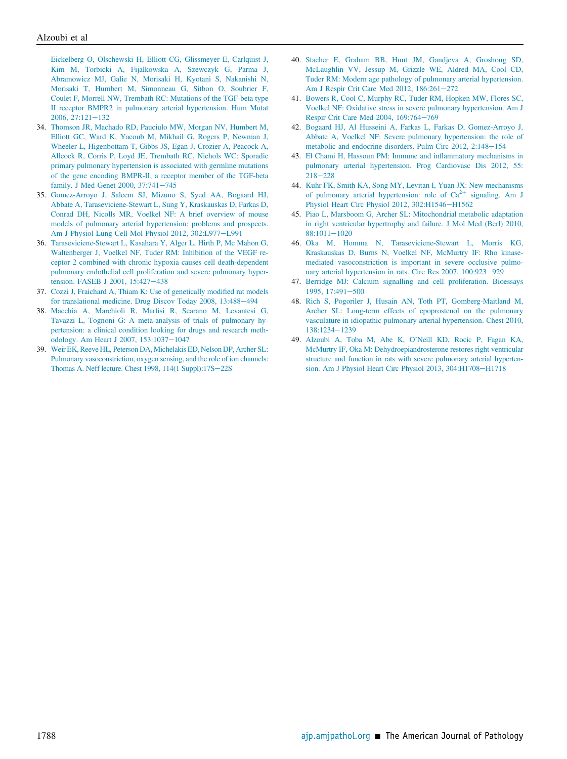Eickelberg O, Olschewski H, Elliott CG, Glissmeyer E, Carlquist J, Kim M, Torbicki A, Fijalkowska A, Szewczyk G, Parma J, Abramowicz MJ, Galie N, Morisaki H, Kyotani S, Nakanishi N, Morisaki T, Humbert M, Simonneau G, Sitbon O, Soubrier F, Coulet F, Morrell NW, Trembath RC: Mutations of the TGF-beta type II receptor BMPR2 in pulmonary arterial hypertension. Hum Mutat 2006, 27:121–132

34. Thomson JR, Machado RD, Pauciulo MW, Morgan NV, Humbert M, Elliott GC, Ward K, Yacoub M, Mikhail G, Rogers P, Newman J, Wheeler L, Higenbottam T, Gibbs JS, Egan J, Crozier A, Peacock A, Allcock R, Corris P, Loyd JE, Trembath RC, Nichols WC: Sporadic primary pulmonary hypertension is associated with germline mutations of the gene encoding BMPR-II, a receptor member of the TGF-beta family. J Med Genet 2000, 37:741–745
35. Gomez-Arroyo J, Saleem SJ, Mizuno S, Syed AA, Bogaard HJ, Abbate A, Taraseviciene-Stewart L, Sung Y, Kraskauskas D, Farkas D, Conrad DH, Nicolls MR, Voelkel NF: A brief overview of mouse models of pulmonary arterial hypertension: problems and prospects. Am J Physiol Lung Cell Mol Physiol 2012, 302:L977–L991
36. Taraseviciene-Stewart L, Kasahara Y, Alger L, Hirth P, Mc Mahon G, Waltenberger J, Voelkel NF, Tuder RM: Inhibition of the VEGF receptor 2 combined with chronic hypoxia causes cell death-dependent pulmonary endothelial cell proliferation and severe pulmonary hypertension. FASEB J 2001, 15:427–438
37. Cozzi J, Fraichard A, Thiam K: Use of genetically modified rat models for translational medicine. Drug Discov Today 2008, 13:488–494
38. Macchia A, Marchioli R, Marfisi R, Scarano M, Levantesi G, Tavazzi L, Tognoni G: A meta-analysis of trials of pulmonary hypertension: a clinical condition looking for drugs and research methodology. Am Heart J 2007, 153:1037–1047
39. Weir EK, Reeve HL, Peterson DA, Michelakis ED, Nelson DP, Archer SL: Pulmonary vasoconstriction, oxygen sensing, and the role of ion channels: Thomas A. Neff lecture. Chest 1998, 114(1 Suppl):17S–22S
40. Stacher E, Graham BB, Hunt JM, Gandjeva A, Groshong SD, McLaughlin VV, Jessup M, Grizzle WE, Aldred MA, Cool CD, Tuder RM: Modern age pathology of pulmonary arterial hypertension. Am J Respir Crit Care Med 2012, 186:261–272
41. Bowers R, Cool C, Murphy RC, Tuder RM, Hopken MW, Flores SC, Voelkel NF: Oxidative stress in severe pulmonary hypertension. Am J Respir Crit Care Med 2004, 169:764–769
42. Bogaard HJ, Al Husseini A, Farkas L, Farkas D, Gomez-Arroyo J, Abbate A, Voelkel NF: Severe pulmonary hypertension: the role of metabolic and endocrine disorders. Pulm Circ 2012, 2:148–154
43. El Chami H, Hassoun PM: Immune and inflammatory mechanisms in pulmonary arterial hypertension. Prog Cardiovasc Dis 2012, 55: 218–228
44. Kuhr FK, Smith KA, Song MY, Levitan I, Yuan JX: New mechanisms of pulmonary arterial hypertension: role of $Ca^{2+}$ signaling. Am J Physiol Heart Circ Physiol 2012, 302:H1546–H1562
45. Piao L, Marsboom G, Archer SL: Mitochondrial metabolic adaptation in right ventricular hypertrophy and failure. J Mol Med (Berl) 2010, 88:1011–1020
46. Oka M, Homma N, Taraseviciene-Stewart L, Morris KG, Kraskauskas D, Burns N, Voelkel NF, McMurtry IF: Rho kinase-mediated vasoconstriction is important in severe occlusive pulmonary arterial hypertension in rats. Circ Res 2007, 100:923–929
47. Berridge MJ: Calcium signalling and cell proliferation. Bioessays 1995, 17:491–500
48. Rich S, Pogoriler J, Husain AN, Toth PT, Gomberg-Maitland M, Archer SL: Long-term effects of epoprostenol on the pulmonary vasculature in idiopathic pulmonary arterial hypertension. Chest 2010, 138:1234–1239
49. Alzoubi A, Toba M, Abe K, O'Neill KD, Rocic P, Fagan KA, McMurtry IF, Oka M: Dehydroepiandrosterone restores right ventricular structure and function in rats with severe pulmonary arterial hypertension. Am J Physiol Heart Circ Physiol 2013, 304:H1708–H1718